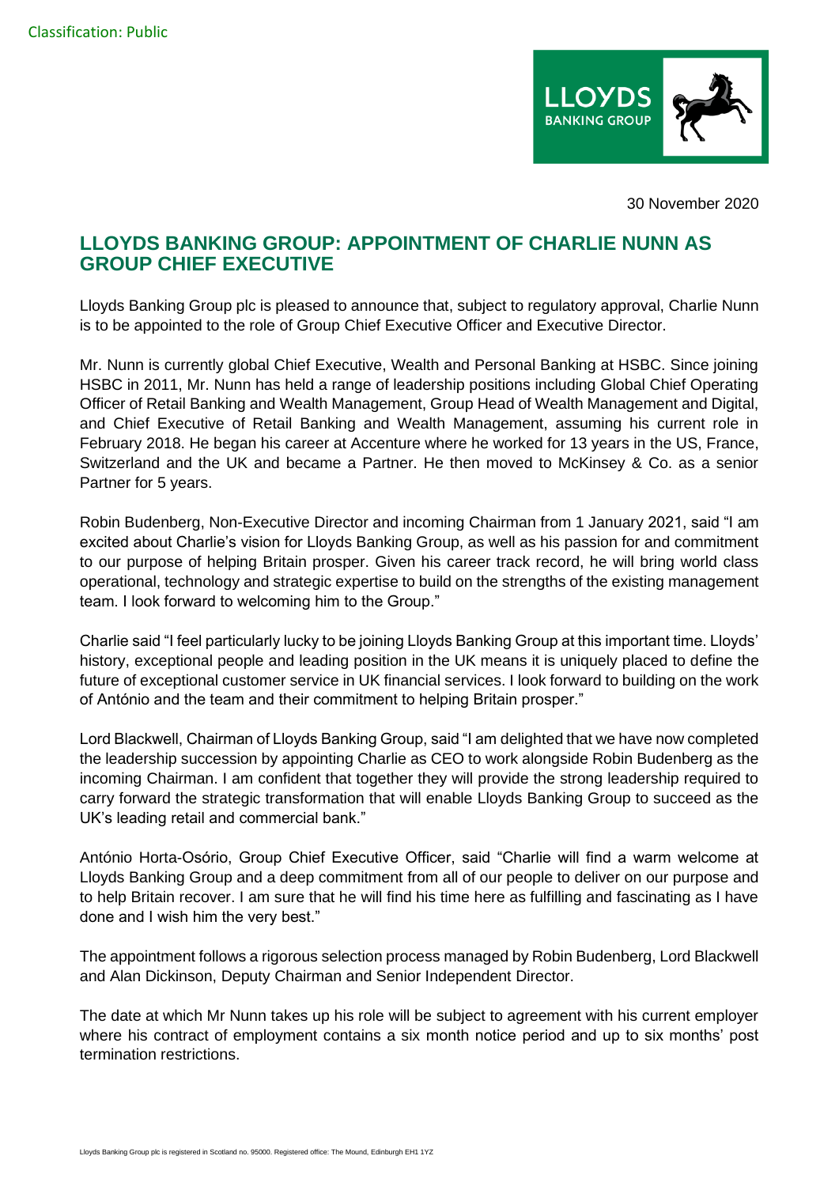Classification: Public

30 November 2020

# LLOYDS BANKING GROUP: APPOINTMENT OF CHARLIE NUNN AS GROUP CHIEF EXECUTIVE

Lloyds Banking Group plc is pleased to announce that, subject to regulatory approval, Charlie Nunn is to be appointed to the role of Group Chief Executive Officer and Executive Director.

Mr. Nunn is currently global Chief Executive, Wealth and Personal Banking at HSBC. Since joining HSBC in 2011, Mr. Nunn has held a range of leadership positions including Global Chief Operating Officer of Retail Banking and Wealth Management, Group Head of Wealth Management and Digital, and Chief Executive of Retail Banking and Wealth Management, assuming his current role in February 2018. He began his career at Accenture where he worked for 13 years in the US, France, Switzerland and the UK and became a Partner. He then moved to McKinsey & Co. as a senior Partner for 5 years.

Robin Budenberg, Non-Executive Director and incoming Chairman from 1 January 2021, said "I am excited about Charlie's vision for Lloyds Banking Group, as well as his passion for and commitment to our purpose of helping Britain prosper. Given his career track record, he will bring world class operational, technology and strategic expertise to build on the strengths of the existing management team. I look forward to welcoming him to the Group."

Charlie said "I feel particularly lucky to be joining Lloyds Banking Group at this important time. Lloyds' history, exceptional people and leading position in the UK means it is uniquely placed to define the future of exceptional customer service in UK financial services. I look forward to building on the work of António and the team and their commitment to helping Britain prosper."

Lord Blackwell, Chairman of Lloyds Banking Group, said "I am delighted that we have now completed the leadership succession by appointing Charlie as CEO to work alongside Robin Budenberg as the incoming Chairman. I am confident that together they will provide the strong leadership required to carry forward the strategic transformation that will enable Lloyds Banking Group to succeed as the UK's leading retail and commercial bank."

António Horta-Osório, Group Chief Executive Officer, said "Charlie will find a warm welcome at Lloyds Banking Group and a deep commitment from all of our people to deliver on our purpose and to help Britain recover. I am sure that he will find his time here as fulfilling and fascinating as I have done and I wish him the very best."

The appointment follows a rigorous selection process managed by Robin Budenberg, Lord Blackwell and Alan Dickinson, Deputy Chairman and Senior Independent Director.

The date at which Mr Nunn takes up his role will be subject to agreement with his current employer where his contract of employment contains a six month notice period and up to six months' post termination restrictions.

Lloyds Banking Group plc is registered in Scotland no. 95000. Registered office: The Mound, Edinburgh EH1 1YZ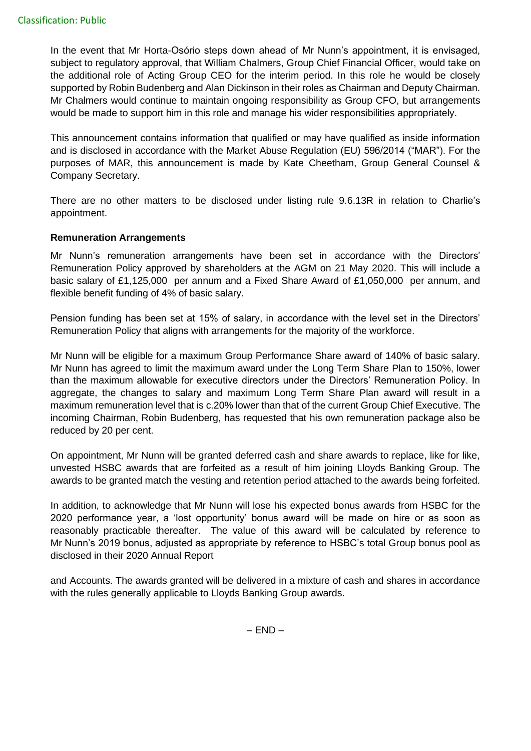In the event that Mr Horta-Osório steps down ahead of Mr Nunn's appointment, it is envisaged, subject to regulatory approval, that William Chalmers, Group Chief Financial Officer, would take on the additional role of Acting Group CEO for the interim period. In this role he would be closely supported by Robin Budenberg and Alan Dickinson in their roles as Chairman and Deputy Chairman. Mr Chalmers would continue to maintain ongoing responsibility as Group CFO, but arrangements would be made to support him in this role and manage his wider responsibilities appropriately.

This announcement contains information that qualified or may have qualified as inside information and is disclosed in accordance with the Market Abuse Regulation (EU) 596/2014 ("MAR"). For the purposes of MAR, this announcement is made by Kate Cheetham, Group General Counsel & Company Secretary.

There are no other matters to be disclosed under listing rule 9.6.13R in relation to Charlie's appointment.

**Remuneration Arrangements**

Mr Nunn's remuneration arrangements have been set in accordance with the Directors' Remuneration Policy approved by shareholders at the AGM on 21 May 2020. This will include a basic salary of £1,125,000 per annum and a Fixed Share Award of £1,050,000 per annum, and flexible benefit funding of 4% of basic salary.

Pension funding has been set at 15% of salary, in accordance with the level set in the Directors' Remuneration Policy that aligns with arrangements for the majority of the workforce.

Mr Nunn will be eligible for a maximum Group Performance Share award of 140% of basic salary. Mr Nunn has agreed to limit the maximum award under the Long Term Share Plan to 150%, lower than the maximum allowable for executive directors under the Directors' Remuneration Policy. In aggregate, the changes to salary and maximum Long Term Share Plan award will result in a maximum remuneration level that is c.20% lower than that of the current Group Chief Executive. The incoming Chairman, Robin Budenberg, has requested that his own remuneration package also be reduced by 20 per cent.

On appointment, Mr Nunn will be granted deferred cash and share awards to replace, like for like, unvested HSBC awards that are forfeited as a result of him joining Lloyds Banking Group. The awards to be granted match the vesting and retention period attached to the awards being forfeited.

In addition, to acknowledge that Mr Nunn will lose his expected bonus awards from HSBC for the 2020 performance year, a 'lost opportunity' bonus award will be made on hire or as soon as reasonably practicable thereafter. The value of this award will be calculated by reference to Mr Nunn's 2019 bonus, adjusted as appropriate by reference to HSBC's total Group bonus pool as disclosed in their 2020 Annual Report and Accounts. The awards granted will be delivered in a mixture of cash and shares in accordance with the rules generally applicable to Lloyds Banking Group awards.

– END –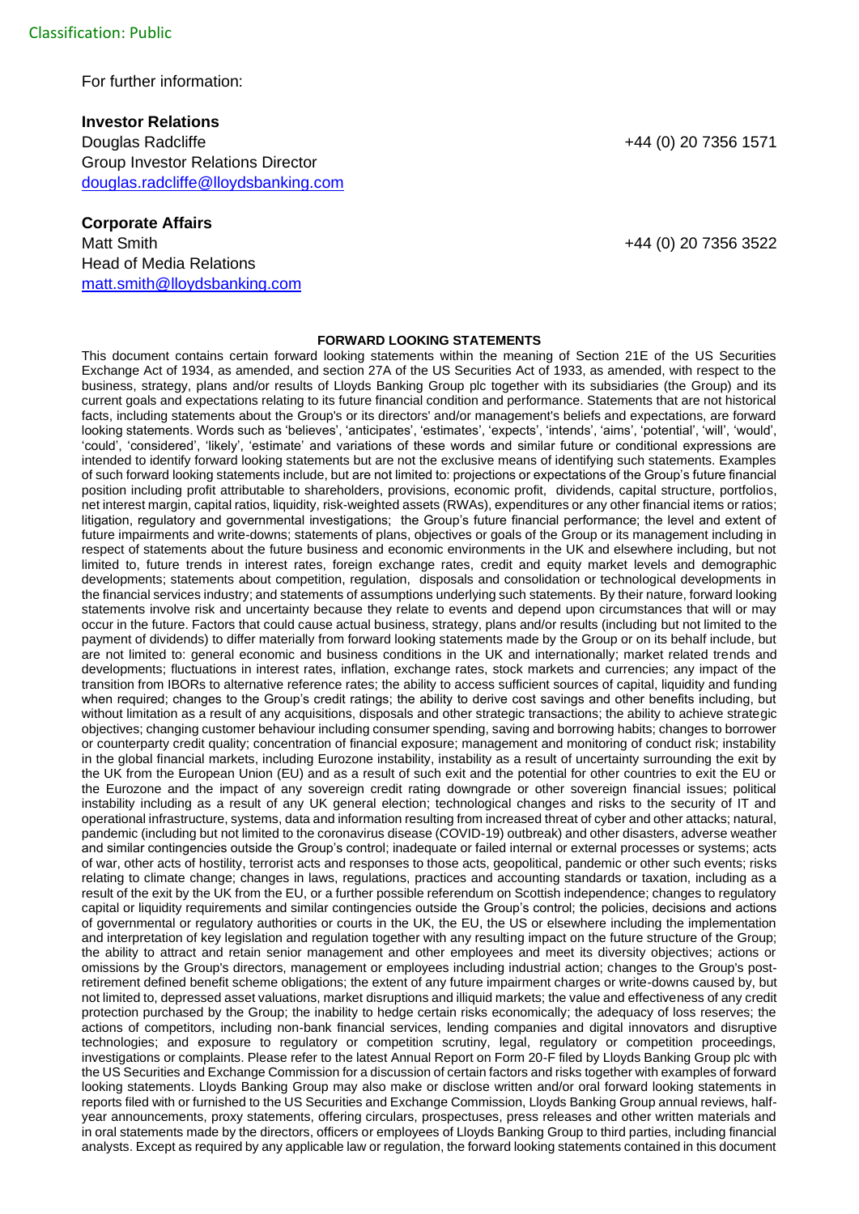For further information:

**Investor Relations**
Douglas Radcliffe +44 (0) 20 7356 1571
Group Investor Relations Director
douglas.radcliffe@lloydsbanking.com

**Corporate Affairs**
Matt Smith +44 (0) 20 7356 3522
Head of Media Relations
matt.smith@lloydsbanking.com

**FORWARD LOOKING STATEMENTS**

This document contains certain forward looking statements within the meaning of Section 21E of the US Securities Exchange Act of 1934, as amended, and section 27A of the US Securities Act of 1933, as amended, with respect to the business, strategy, plans and/or results of Lloyds Banking Group plc together with its subsidiaries (the Group) and its current goals and expectations relating to its future financial condition and performance. Statements that are not historical facts, including statements about the Group's or its directors' and/or management's beliefs and expectations, are forward looking statements. Words such as 'believes', 'anticipates', 'estimates', 'expects', 'intends', 'aims', 'potential', 'will', 'would', 'could', 'considered', 'likely', 'estimate' and variations of these words and similar future or conditional expressions are intended to identify forward looking statements but are not the exclusive means of identifying such statements. Examples of such forward looking statements include, but are not limited to: projections or expectations of the Group's future financial position including profit attributable to shareholders, provisions, economic profit, dividends, capital structure, portfolios, net interest margin, capital ratios, liquidity, risk-weighted assets (RWAs), expenditures or any other financial items or ratios; litigation, regulatory and governmental investigations; the Group's future financial performance; the level and extent of future impairments and write-downs; statements of plans, objectives or goals of the Group or its management including in respect of statements about the future business and economic environments in the UK and elsewhere including, but not limited to, future trends in interest rates, foreign exchange rates, credit and equity market levels and demographic developments; statements about competition, regulation, disposals and consolidation or technological developments in the financial services industry; and statements of assumptions underlying such statements. By their nature, forward looking statements involve risk and uncertainty because they relate to events and depend upon circumstances that will or may occur in the future. Factors that could cause actual business, strategy, plans and/or results (including but not limited to the payment of dividends) to differ materially from forward looking statements made by the Group or on its behalf include, but are not limited to: general economic and business conditions in the UK and internationally; market related trends and developments; fluctuations in interest rates, inflation, exchange rates, stock markets and currencies; any impact of the transition from IBORs to alternative reference rates; the ability to access sufficient sources of capital, liquidity and funding when required; changes to the Group's credit ratings; the ability to derive cost savings and other benefits including, but without limitation as a result of any acquisitions, disposals and other strategic transactions; the ability to achieve strategic objectives; changing customer behaviour including consumer spending, saving and borrowing habits; changes to borrower or counterparty credit quality; concentration of financial exposure; management and monitoring of conduct risk; instability in the global financial markets, including Eurozone instability, instability as a result of uncertainty surrounding the exit by the UK from the European Union (EU) and as a result of such exit and the potential for other countries to exit the EU or the Eurozone and the impact of any sovereign credit rating downgrade or other sovereign financial issues; political instability including as a result of any UK general election; technological changes and risks to the security of IT and operational infrastructure, systems, data and information resulting from increased threat of cyber and other attacks; natural, pandemic (including but not limited to the coronavirus disease (COVID-19) outbreak) and other disasters, adverse weather and similar contingencies outside the Group's control; inadequate or failed internal or external processes or systems; acts of war, other acts of hostility, terrorist acts and responses to those acts, geopolitical, pandemic or other such events; risks relating to climate change; changes in laws, regulations, practices and accounting standards or taxation, including as a result of the exit by the UK from the EU, or a further possible referendum on Scottish independence; changes to regulatory capital or liquidity requirements and similar contingencies outside the Group's control; the policies, decisions and actions of governmental or regulatory authorities or courts in the UK, the EU, the US or elsewhere including the implementation and interpretation of key legislation and regulation together with any resulting impact on the future structure of the Group; the ability to attract and retain senior management and other employees and meet its diversity objectives; actions or omissions by the Group's directors, management or employees including industrial action; changes to the Group's post-retirement defined benefit scheme obligations; the extent of any future impairment charges or write-downs caused by, but not limited to, depressed asset valuations, market disruptions and illiquid markets; the value and effectiveness of any credit protection purchased by the Group; the inability to hedge certain risks economically; the adequacy of loss reserves; the actions of competitors, including non-bank financial services, lending companies and digital innovators and disruptive technologies; and exposure to regulatory or competition scrutiny, legal, regulatory or competition proceedings, investigations or complaints. Please refer to the latest Annual Report on Form 20-F filed by Lloyds Banking Group plc with the US Securities and Exchange Commission for a discussion of certain factors and risks together with examples of forward looking statements. Lloyds Banking Group may also make or disclose written and/or oral forward looking statements in reports filed with or furnished to the US Securities and Exchange Commission, Lloyds Banking Group annual reviews, half-year announcements, proxy statements, offering circulars, prospectuses, press releases and other written materials and in oral statements made by the directors, officers or employees of Lloyds Banking Group to third parties, including financial analysts. Except as required by any applicable law or regulation, the forward looking statements contained in this document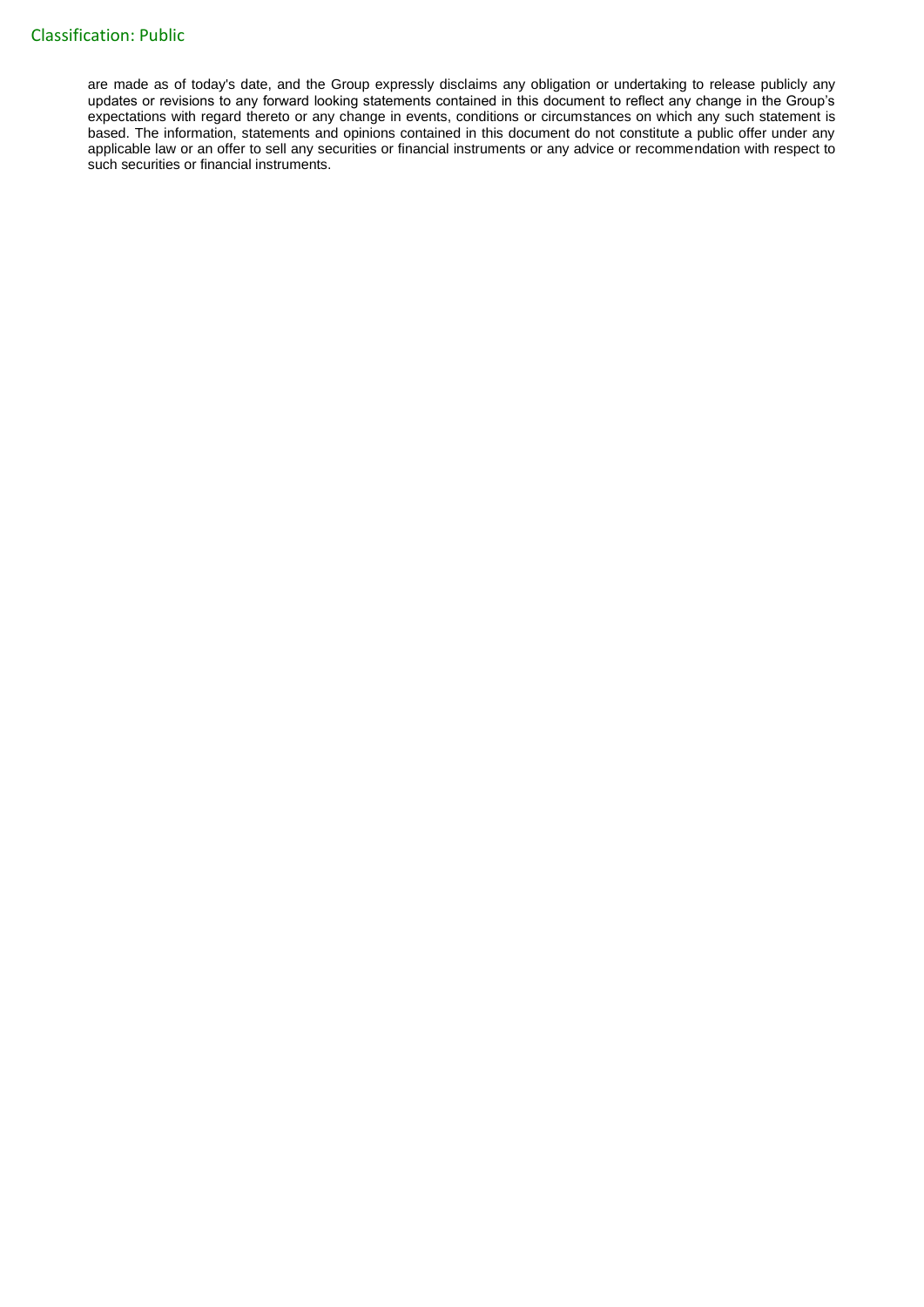are made as of today's date, and the Group expressly disclaims any obligation or undertaking to release publicly any updates or revisions to any forward looking statements contained in this document to reflect any change in the Group's expectations with regard thereto or any change in events, conditions or circumstances on which any such statement is based. The information, statements and opinions contained in this document do not constitute a public offer under any applicable law or an offer to sell any securities or financial instruments or any advice or recommendation with respect to such securities or financial instruments.